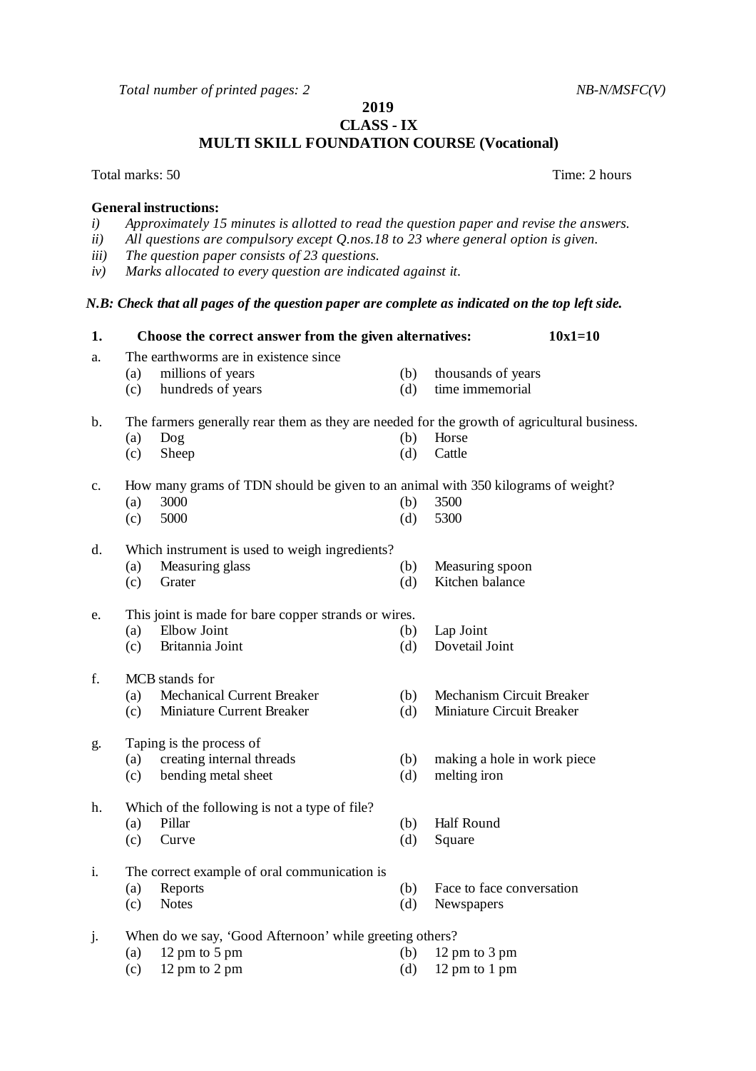*Total number of printed pages: 2* *NB-N/MSFC(V)*

**2019**

**CLASS - IX**

**MULTI SKILL FOUNDATION COURSE (Vocational)**

Total marks: 50 Time: 2 hours

**General instructions:**

*i) Approximately 15 minutes is allotted to read the question paper and revise the answers.*

*ii) All questions are compulsory except Q.nos.18 to 23 where general option is given.*

*iii) The question paper consists of 23 questions.*

*iv) Marks allocated to every question are indicated against it.*

***N.B: Check that all pages of the question paper are complete as indicated on the top left side.***

**1. Choose the correct answer from the given alternatives: 10x1=10**

a. The earthworms are in existence since
 (a) millions of years (b) thousands of years
 (c) hundreds of years (d) time immemorial

b. The farmers generally rear them as they are needed for the growth of agricultural business.
 (a) Dog (b) Horse
 (c) Sheep (d) Cattle

c. How many grams of TDN should be given to an animal with 350 kilograms of weight?
 (a) 3000 (b) 3500
 (c) 5000 (d) 5300

d. Which instrument is used to weigh ingredients?
 (a) Measuring glass (b) Measuring spoon
 (c) Grater (d) Kitchen balance

e. This joint is made for bare copper strands or wires.
 (a) Elbow Joint (b) Lap Joint
 (c) Britannia Joint (d) Dovetail Joint

f. MCB stands for
 (a) Mechanical Current Breaker (b) Mechanism Circuit Breaker
 (c) Miniature Current Breaker (d) Miniature Circuit Breaker

g. Taping is the process of
 (a) creating internal threads (b) making a hole in work piece
 (c) bending metal sheet (d) melting iron

h. Which of the following is not a type of file?
 (a) Pillar (b) Half Round
 (c) Curve (d) Square

i. The correct example of oral communication is
 (a) Reports (b) Face to face conversation
 (c) Notes (d) Newspapers

j. When do we say, 'Good Afternoon' while greeting others?
 (a) 12 pm to 5 pm (b) 12 pm to 3 pm
 (c) 12 pm to 2 pm (d) 12 pm to 1 pm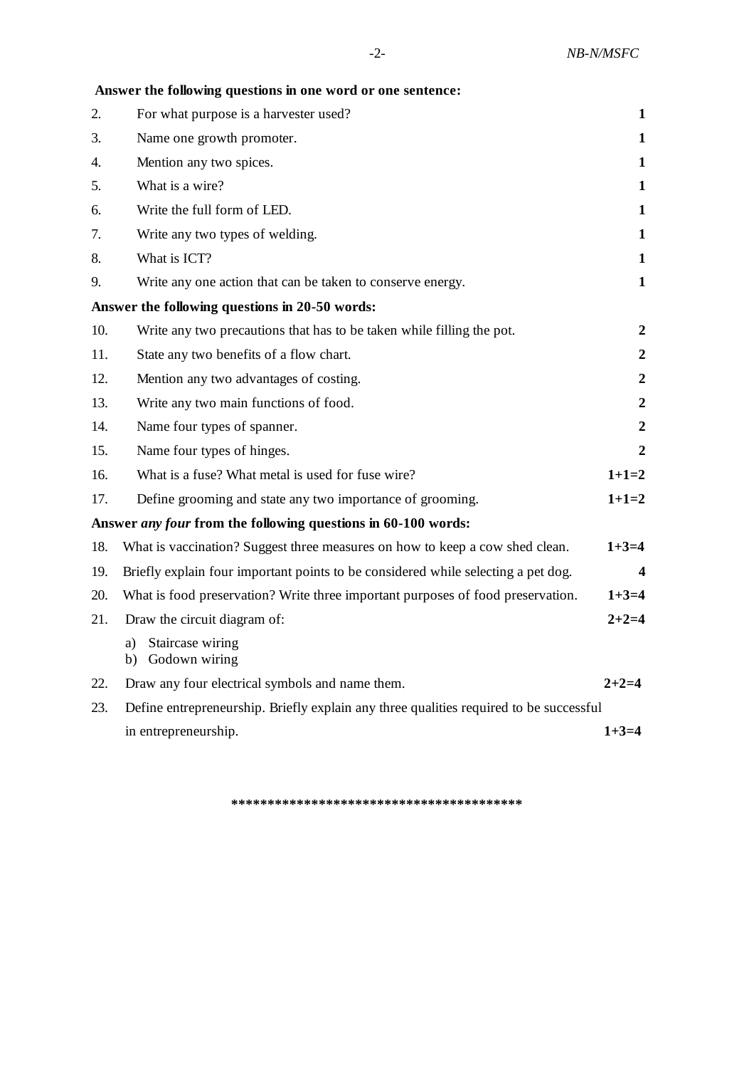**Answer the following questions in one word or one sentence:**

| | | |
|---|---|---|
| 2. | For what purpose is a harvester used? | **1** |
| 3. | Name one growth promoter. | **1** |
| 4. | Mention any two spices. | **1** |
| 5. | What is a wire? | **1** |
| 6. | Write the full form of LED. | **1** |
| 7. | Write any two types of welding. | **1** |
| 8. | What is ICT? | **1** |
| 9. | Write any one action that can be taken to conserve energy. | **1** |

**Answer the following questions in 20-50 words:**

| | | |
|---|---|---|
| 10. | Write any two precautions that has to be taken while filling the pot. | **2** |
| 11. | State any two benefits of a flow chart. | **2** |
| 12. | Mention any two advantages of costing. | **2** |
| 13. | Write any two main functions of food. | **2** |
| 14. | Name four types of spanner. | **2** |
| 15. | Name four types of hinges. | **2** |
| 16. | What is a fuse? What metal is used for fuse wire? | **1+1=2** |
| 17. | Define grooming and state any two importance of grooming. | **1+1=2** |

**Answer *any four* from the following questions in 60-100 words:**

| | | |
|---|---|---|
| 18. | What is vaccination? Suggest three measures on how to keep a cow shed clean. | **1+3=4** |
| 19. | Briefly explain four important points to be considered while selecting a pet dog. | **4** |
| 20. | What is food preservation? Write three important purposes of food preservation. | **1+3=4** |
| 21. | Draw the circuit diagram of:<br>a) Staircase wiring<br>b) Godown wiring | **2+2=4** |
| 22. | Draw any four electrical symbols and name them. | **2+2=4** |
| 23. | Define entrepreneurship. Briefly explain any three qualities required to be successful in entrepreneurship. | **1+3=4** |

\*\*\*\*\*\*\*\*\*\*\*\*\*\*\*\*\*\*\*\*\*\*\*\*\*\*\*\*\*\*\*\*\*\*\*\*\*\*\*\*